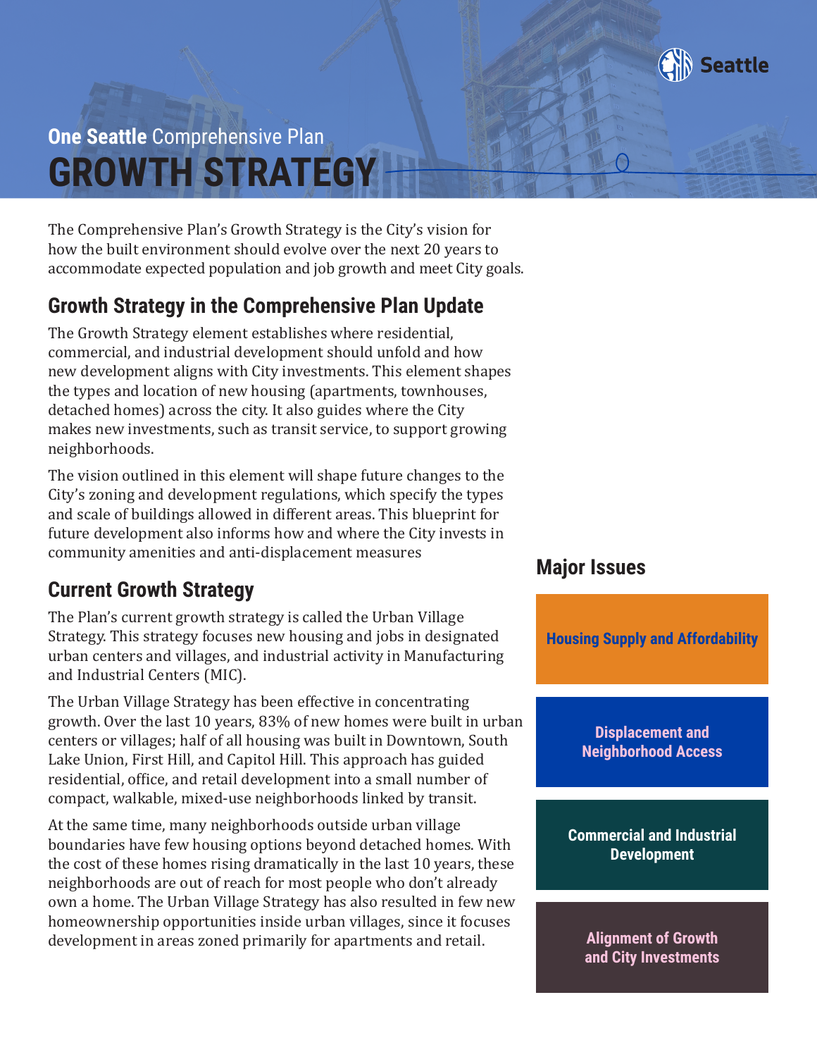Seattle

**One Seattle** Comprehensive Plan

# GROWTH STRATEGY

The Comprehensive Plan's Growth Strategy is the City's vision for how the built environment should evolve over the next 20 years to accommodate expected population and job growth and meet City goals.

## Growth Strategy in the Comprehensive Plan Update

The Growth Strategy element establishes where residential, commercial, and industrial development should unfold and how new development aligns with City investments. This element shapes the types and location of new housing (apartments, townhouses, detached homes) across the city. It also guides where the City makes new investments, such as transit service, to support growing neighborhoods.

The vision outlined in this element will shape future changes to the City's zoning and development regulations, which specify the types and scale of buildings allowed in different areas. This blueprint for future development also informs how and where the City invests in community amenities and anti-displacement measures

## Current Growth Strategy

The Plan's current growth strategy is called the Urban Village Strategy. This strategy focuses new housing and jobs in designated urban centers and villages, and industrial activity in Manufacturing and Industrial Centers (MIC).

The Urban Village Strategy has been effective in concentrating growth. Over the last 10 years, 83% of new homes were built in urban centers or villages; half of all housing was built in Downtown, South Lake Union, First Hill, and Capitol Hill. This approach has guided residential, office, and retail development into a small number of compact, walkable, mixed-use neighborhoods linked by transit.

At the same time, many neighborhoods outside urban village boundaries have few housing options beyond detached homes. With the cost of these homes rising dramatically in the last 10 years, these neighborhoods are out of reach for most people who don't already own a home. The Urban Village Strategy has also resulted in few new homeownership opportunities inside urban villages, since it focuses development in areas zoned primarily for apartments and retail.

## Major Issues

- **Housing Supply and Affordability**
- **Displacement and Neighborhood Access**
- **Commercial and Industrial Development**
- **Alignment of Growth and City Investments**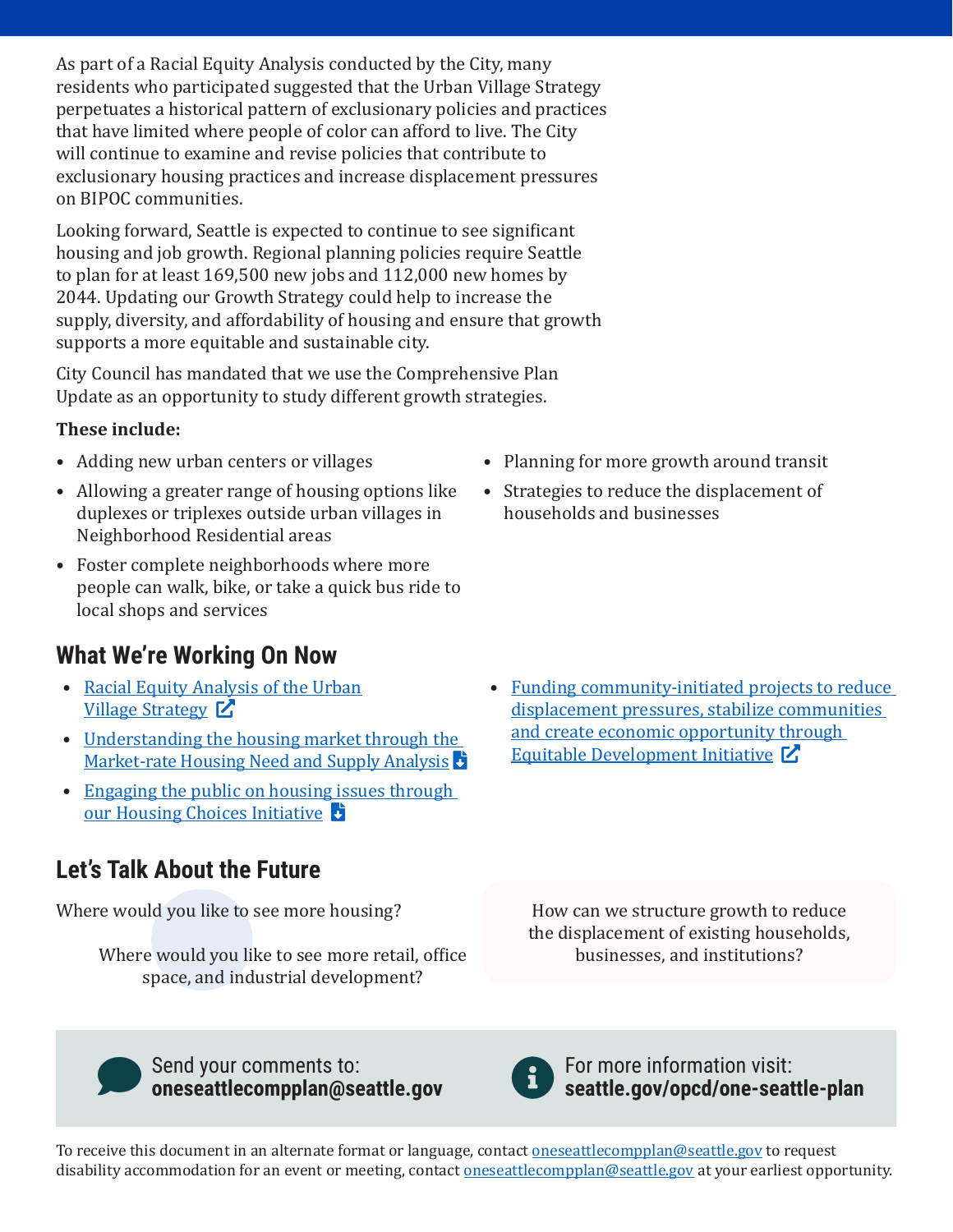As part of a Racial Equity Analysis conducted by the City, many residents who participated suggested that the Urban Village Strategy perpetuates a historical pattern of exclusionary policies and practices that have limited where people of color can afford to live. The City will continue to examine and revise policies that contribute to exclusionary housing practices and increase displacement pressures on BIPOC communities.

Looking forward, Seattle is expected to continue to see significant housing and job growth. Regional planning policies require Seattle to plan for at least 169,500 new jobs and 112,000 new homes by 2044. Updating our Growth Strategy could help to increase the supply, diversity, and affordability of housing and ensure that growth supports a more equitable and sustainable city.

City Council has mandated that we use the Comprehensive Plan Update as an opportunity to study different growth strategies.

**These include:**

- Adding new urban centers or villages
- Allowing a greater range of housing options like duplexes or triplexes outside urban villages in Neighborhood Residential areas
- Foster complete neighborhoods where more people can walk, bike, or take a quick bus ride to local shops and services
- Planning for more growth around transit
- Strategies to reduce the displacement of households and businesses

## What We're Working On Now

- Racial Equity Analysis of the Urban Village Strategy
- Understanding the housing market through the Market-rate Housing Need and Supply Analysis
- Engaging the public on housing issues through our Housing Choices Initiative
- Funding community-initiated projects to reduce displacement pressures, stabilize communities and create economic opportunity through Equitable Development Initiative

## Let's Talk About the Future

Where would you like to see more housing?

Where would you like to see more retail, office space, and industrial development?

How can we structure growth to reduce the displacement of existing households, businesses, and institutions?

Send your comments to:
**oneseattlecompplan@seattle.gov**

For more information visit:
**seattle.gov/opcd/one-seattle-plan**

To receive this document in an alternate format or language, contact oneseattlecompplan@seattle.gov to request disability accommodation for an event or meeting, contact oneseattlecompplan@seattle.gov at your earliest opportunity.